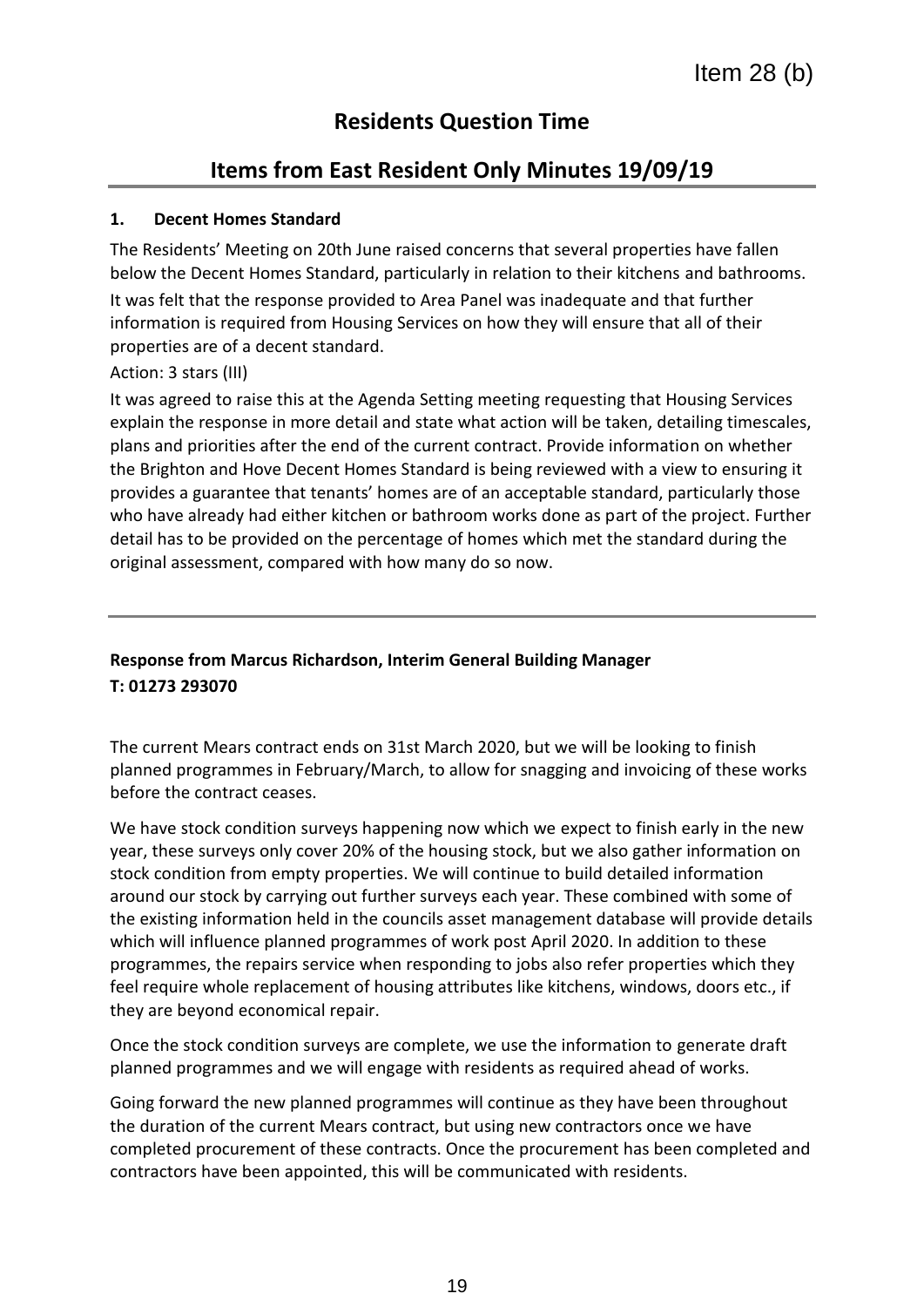Item 28 (b)

# Residents Question Time

## Items from East Resident Only Minutes 19/09/19

### 1. Decent Homes Standard

The Residents' Meeting on 20th June raised concerns that several properties have fallen below the Decent Homes Standard, particularly in relation to their kitchens and bathrooms.

It was felt that the response provided to Area Panel was inadequate and that further information is required from Housing Services on how they will ensure that all of their properties are of a decent standard.

Action: 3 stars (III)

It was agreed to raise this at the Agenda Setting meeting requesting that Housing Services explain the response in more detail and state what action will be taken, detailing timescales, plans and priorities after the end of the current contract. Provide information on whether the Brighton and Hove Decent Homes Standard is being reviewed with a view to ensuring it provides a guarantee that tenants' homes are of an acceptable standard, particularly those who have already had either kitchen or bathroom works done as part of the project. Further detail has to be provided on the percentage of homes which met the standard during the original assessment, compared with how many do so now.

---

**Response from Marcus Richardson, Interim General Building Manager**
**T: 01273 293070**

The current Mears contract ends on 31st March 2020, but we will be looking to finish planned programmes in February/March, to allow for snagging and invoicing of these works before the contract ceases.

We have stock condition surveys happening now which we expect to finish early in the new year, these surveys only cover 20% of the housing stock, but we also gather information on stock condition from empty properties. We will continue to build detailed information around our stock by carrying out further surveys each year. These combined with some of the existing information held in the councils asset management database will provide details which will influence planned programmes of work post April 2020. In addition to these programmes, the repairs service when responding to jobs also refer properties which they feel require whole replacement of housing attributes like kitchens, windows, doors etc., if they are beyond economical repair.

Once the stock condition surveys are complete, we use the information to generate draft planned programmes and we will engage with residents as required ahead of works.

Going forward the new planned programmes will continue as they have been throughout the duration of the current Mears contract, but using new contractors once we have completed procurement of these contracts. Once the procurement has been completed and contractors have been appointed, this will be communicated with residents.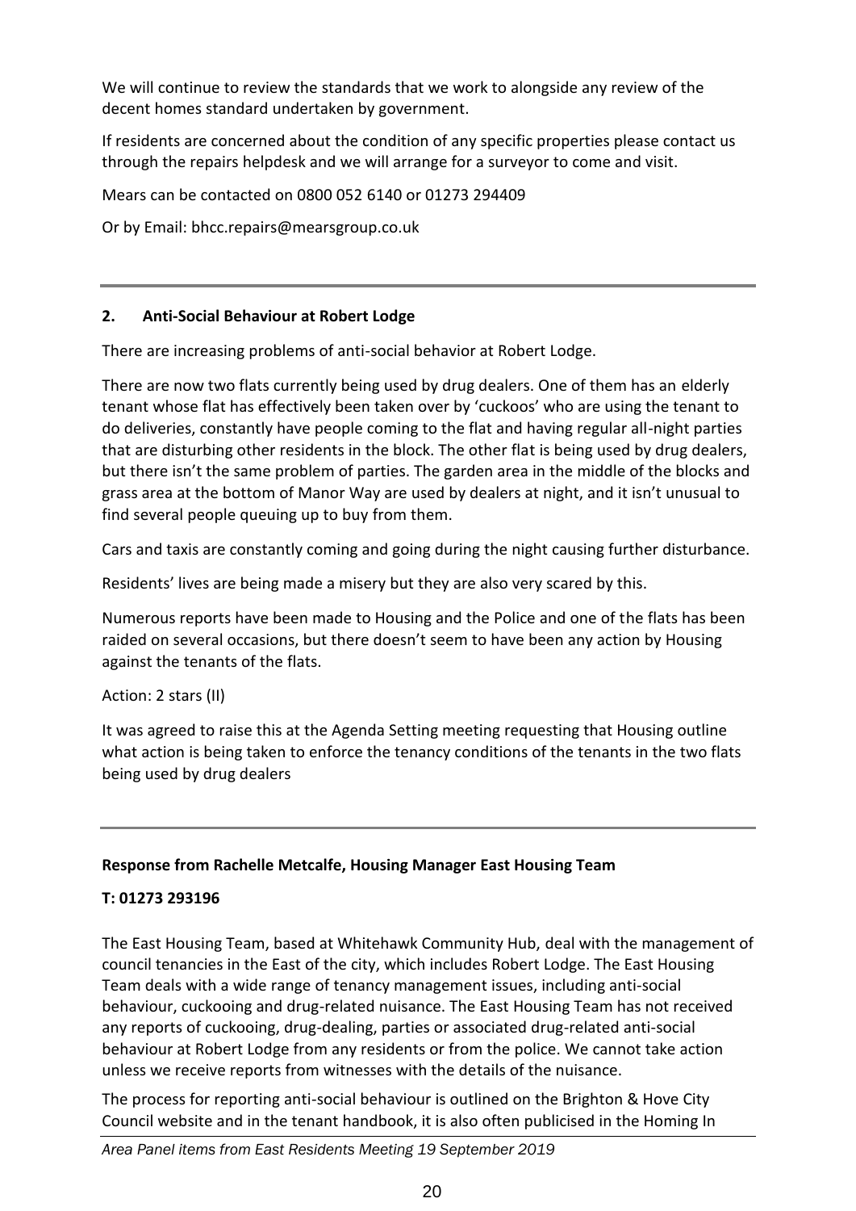We will continue to review the standards that we work to alongside any review of the decent homes standard undertaken by government.

If residents are concerned about the condition of any specific properties please contact us through the repairs helpdesk and we will arrange for a surveyor to come and visit.

Mears can be contacted on 0800 052 6140 or 01273 294409

Or by Email: bhcc.repairs@mearsgroup.co.uk

---

## 2. Anti-Social Behaviour at Robert Lodge

There are increasing problems of anti-social behavior at Robert Lodge.

There are now two flats currently being used by drug dealers. One of them has an elderly tenant whose flat has effectively been taken over by 'cuckoos' who are using the tenant to do deliveries, constantly have people coming to the flat and having regular all-night parties that are disturbing other residents in the block. The other flat is being used by drug dealers, but there isn't the same problem of parties. The garden area in the middle of the blocks and grass area at the bottom of Manor Way are used by dealers at night, and it isn't unusual to find several people queuing up to buy from them.

Cars and taxis are constantly coming and going during the night causing further disturbance.

Residents' lives are being made a misery but they are also very scared by this.

Numerous reports have been made to Housing and the Police and one of the flats has been raided on several occasions, but there doesn't seem to have been any action by Housing against the tenants of the flats.

Action: 2 stars (II)

It was agreed to raise this at the Agenda Setting meeting requesting that Housing outline what action is being taken to enforce the tenancy conditions of the tenants in the two flats being used by drug dealers

---

**Response from Rachelle Metcalfe, Housing Manager East Housing Team**

**T: 01273 293196**

The East Housing Team, based at Whitehawk Community Hub, deal with the management of council tenancies in the East of the city, which includes Robert Lodge. The East Housing Team deals with a wide range of tenancy management issues, including anti-social behaviour, cuckooing and drug-related nuisance. The East Housing Team has not received any reports of cuckooing, drug-dealing, parties or associated drug-related anti-social behaviour at Robert Lodge from any residents or from the police. We cannot take action unless we receive reports from witnesses with the details of the nuisance.

The process for reporting anti-social behaviour is outlined on the Brighton & Hove City Council website and in the tenant handbook, it is also often publicised in the Homing In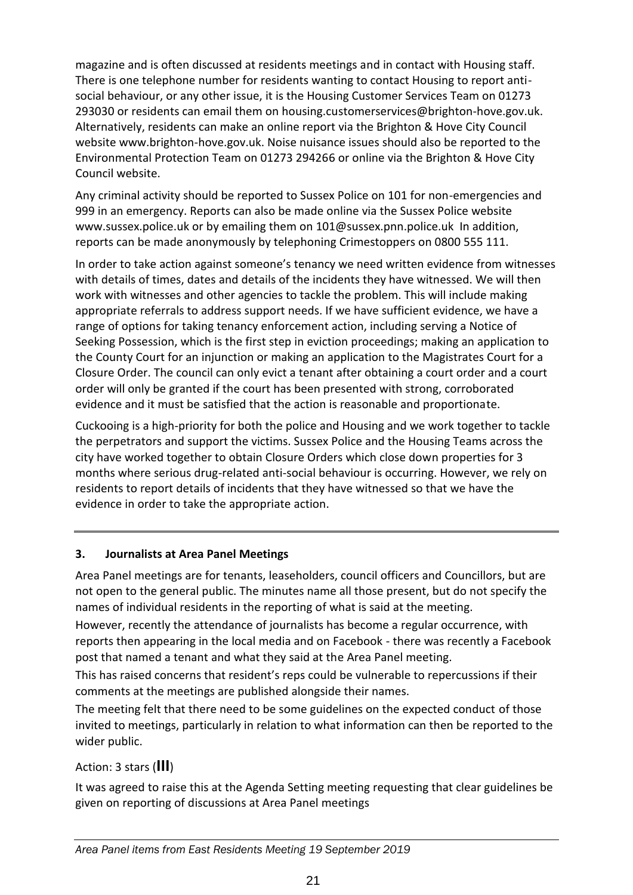magazine and is often discussed at residents meetings and in contact with Housing staff. There is one telephone number for residents wanting to contact Housing to report anti-social behaviour, or any other issue, it is the Housing Customer Services Team on 01273 293030 or residents can email them on housing.customerservices@brighton-hove.gov.uk. Alternatively, residents can make an online report via the Brighton & Hove City Council website www.brighton-hove.gov.uk. Noise nuisance issues should also be reported to the Environmental Protection Team on 01273 294266 or online via the Brighton & Hove City Council website.

Any criminal activity should be reported to Sussex Police on 101 for non-emergencies and 999 in an emergency. Reports can also be made online via the Sussex Police website www.sussex.police.uk or by emailing them on 101@sussex.pnn.police.uk In addition, reports can be made anonymously by telephoning Crimestoppers on 0800 555 111.

In order to take action against someone's tenancy we need written evidence from witnesses with details of times, dates and details of the incidents they have witnessed. We will then work with witnesses and other agencies to tackle the problem. This will include making appropriate referrals to address support needs. If we have sufficient evidence, we have a range of options for taking tenancy enforcement action, including serving a Notice of Seeking Possession, which is the first step in eviction proceedings; making an application to the County Court for an injunction or making an application to the Magistrates Court for a Closure Order. The council can only evict a tenant after obtaining a court order and a court order will only be granted if the court has been presented with strong, corroborated evidence and it must be satisfied that the action is reasonable and proportionate.

Cuckooing is a high-priority for both the police and Housing and we work together to tackle the perpetrators and support the victims. Sussex Police and the Housing Teams across the city have worked together to obtain Closure Orders which close down properties for 3 months where serious drug-related anti-social behaviour is occurring. However, we rely on residents to report details of incidents that they have witnessed so that we have the evidence in order to take the appropriate action.

---

## 3. Journalists at Area Panel Meetings

Area Panel meetings are for tenants, leaseholders, council officers and Councillors, but are not open to the general public. The minutes name all those present, but do not specify the names of individual residents in the reporting of what is said at the meeting.

However, recently the attendance of journalists has become a regular occurrence, with reports then appearing in the local media and on Facebook - there was recently a Facebook post that named a tenant and what they said at the Area Panel meeting.

This has raised concerns that resident's reps could be vulnerable to repercussions if their comments at the meetings are published alongside their names.

The meeting felt that there need to be some guidelines on the expected conduct of those invited to meetings, particularly in relation to what information can then be reported to the wider public.

Action: 3 stars (**III**)

It was agreed to raise this at the Agenda Setting meeting requesting that clear guidelines be given on reporting of discussions at Area Panel meetings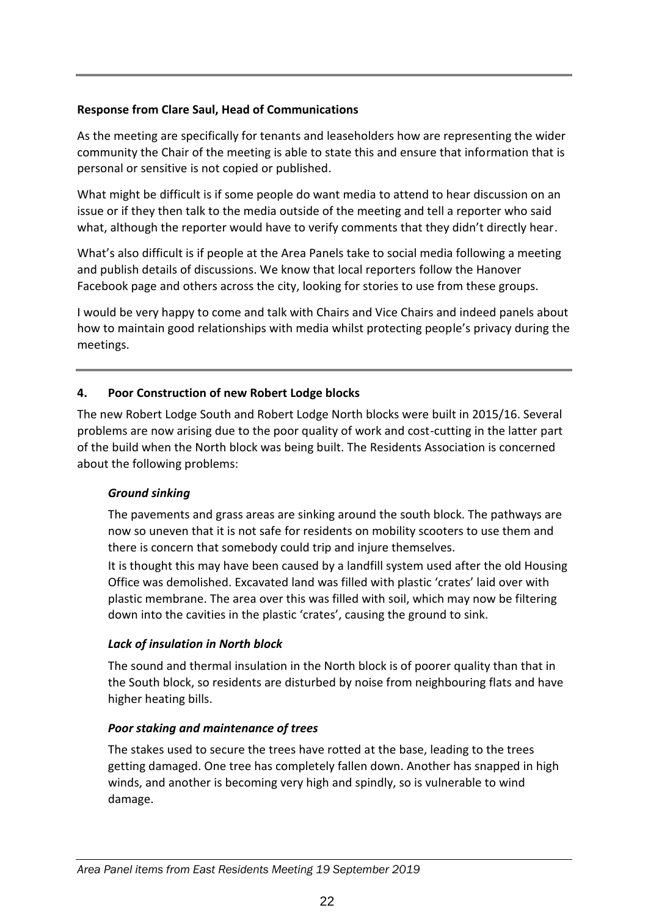**Response from Clare Saul, Head of Communications**

As the meeting are specifically for tenants and leaseholders how are representing the wider community the Chair of the meeting is able to state this and ensure that information that is personal or sensitive is not copied or published.

What might be difficult is if some people do want media to attend to hear discussion on an issue or if they then talk to the media outside of the meeting and tell a reporter who said what, although the reporter would have to verify comments that they didn't directly hear.

What's also difficult is if people at the Area Panels take to social media following a meeting and publish details of discussions. We know that local reporters follow the Hanover Facebook page and others across the city, looking for stories to use from these groups.

I would be very happy to come and talk with Chairs and Vice Chairs and indeed panels about how to maintain good relationships with media whilst protecting people's privacy during the meetings.

---

## 4. Poor Construction of new Robert Lodge blocks

The new Robert Lodge South and Robert Lodge North blocks were built in 2015/16. Several problems are now arising due to the poor quality of work and cost-cutting in the latter part of the build when the North block was being built. The Residents Association is concerned about the following problems:

### *Ground sinking*

The pavements and grass areas are sinking around the south block. The pathways are now so uneven that it is not safe for residents on mobility scooters to use them and there is concern that somebody could trip and injure themselves.

It is thought this may have been caused by a landfill system used after the old Housing Office was demolished. Excavated land was filled with plastic 'crates' laid over with plastic membrane. The area over this was filled with soil, which may now be filtering down into the cavities in the plastic 'crates', causing the ground to sink.

### *Lack of insulation in North block*

The sound and thermal insulation in the North block is of poorer quality than that in the South block, so residents are disturbed by noise from neighbouring flats and have higher heating bills.

### *Poor staking and maintenance of trees*

The stakes used to secure the trees have rotted at the base, leading to the trees getting damaged. One tree has completely fallen down. Another has snapped in high winds, and another is becoming very high and spindly, so is vulnerable to wind damage.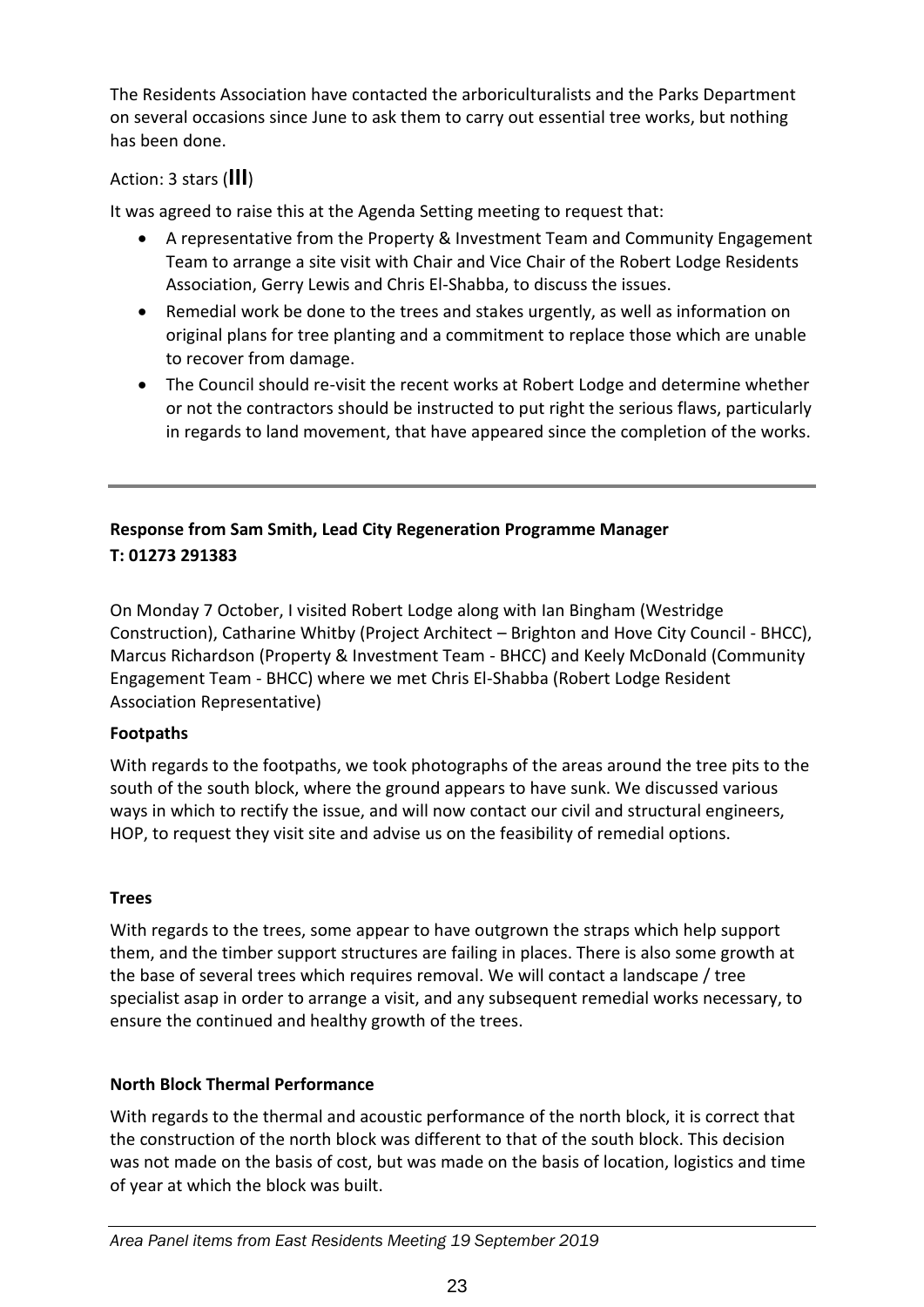The Residents Association have contacted the arboriculturalists and the Parks Department on several occasions since June to ask them to carry out essential tree works, but nothing has been done.

Action: 3 stars (**III**)

It was agreed to raise this at the Agenda Setting meeting to request that:

- A representative from the Property & Investment Team and Community Engagement Team to arrange a site visit with Chair and Vice Chair of the Robert Lodge Residents Association, Gerry Lewis and Chris El-Shabba, to discuss the issues.
- Remedial work be done to the trees and stakes urgently, as well as information on original plans for tree planting and a commitment to replace those which are unable to recover from damage.
- The Council should re-visit the recent works at Robert Lodge and determine whether or not the contractors should be instructed to put right the serious flaws, particularly in regards to land movement, that have appeared since the completion of the works.

---

**Response from Sam Smith, Lead City Regeneration Programme Manager**
**T: 01273 291383**

On Monday 7 October, I visited Robert Lodge along with Ian Bingham (Westridge Construction), Catharine Whitby (Project Architect – Brighton and Hove City Council - BHCC), Marcus Richardson (Property & Investment Team - BHCC) and Keely McDonald (Community Engagement Team - BHCC) where we met Chris El-Shabba (Robert Lodge Resident Association Representative)

**Footpaths**

With regards to the footpaths, we took photographs of the areas around the tree pits to the south of the south block, where the ground appears to have sunk. We discussed various ways in which to rectify the issue, and will now contact our civil and structural engineers, HOP, to request they visit site and advise us on the feasibility of remedial options.

**Trees**

With regards to the trees, some appear to have outgrown the straps which help support them, and the timber support structures are failing in places. There is also some growth at the base of several trees which requires removal. We will contact a landscape / tree specialist asap in order to arrange a visit, and any subsequent remedial works necessary, to ensure the continued and healthy growth of the trees.

**North Block Thermal Performance**

With regards to the thermal and acoustic performance of the north block, it is correct that the construction of the north block was different to that of the south block. This decision was not made on the basis of cost, but was made on the basis of location, logistics and time of year at which the block was built.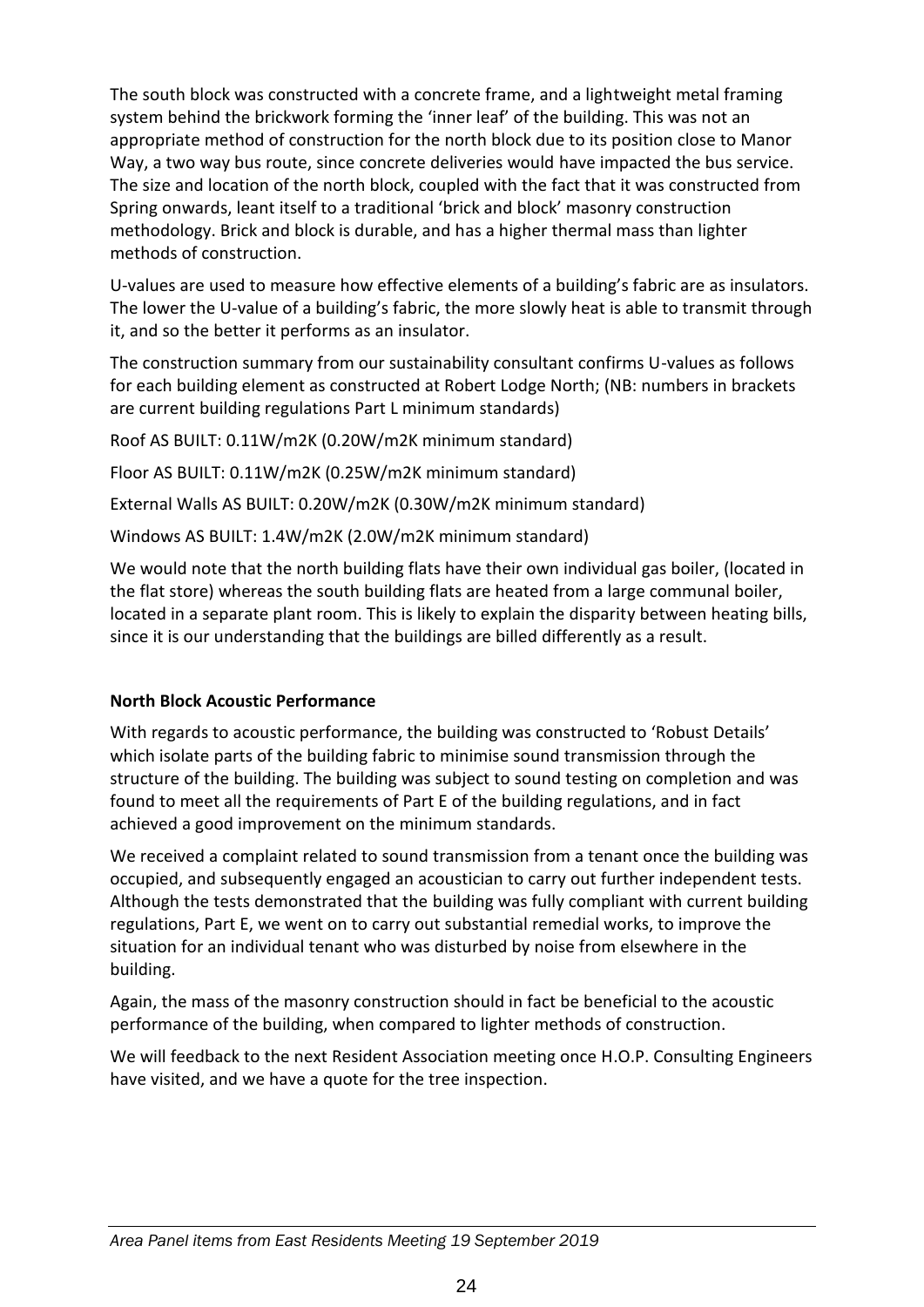The south block was constructed with a concrete frame, and a lightweight metal framing system behind the brickwork forming the 'inner leaf' of the building. This was not an appropriate method of construction for the north block due to its position close to Manor Way, a two way bus route, since concrete deliveries would have impacted the bus service. The size and location of the north block, coupled with the fact that it was constructed from Spring onwards, leant itself to a traditional 'brick and block' masonry construction methodology. Brick and block is durable, and has a higher thermal mass than lighter methods of construction.

U-values are used to measure how effective elements of a building's fabric are as insulators. The lower the U-value of a building's fabric, the more slowly heat is able to transmit through it, and so the better it performs as an insulator.

The construction summary from our sustainability consultant confirms U-values as follows for each building element as constructed at Robert Lodge North; (NB: numbers in brackets are current building regulations Part L minimum standards)

Roof AS BUILT: 0.11W/m2K (0.20W/m2K minimum standard)

Floor AS BUILT: 0.11W/m2K (0.25W/m2K minimum standard)

External Walls AS BUILT: 0.20W/m2K (0.30W/m2K minimum standard)

Windows AS BUILT: 1.4W/m2K (2.0W/m2K minimum standard)

We would note that the north building flats have their own individual gas boiler, (located in the flat store) whereas the south building flats are heated from a large communal boiler, located in a separate plant room. This is likely to explain the disparity between heating bills, since it is our understanding that the buildings are billed differently as a result.

**North Block Acoustic Performance**

With regards to acoustic performance, the building was constructed to 'Robust Details' which isolate parts of the building fabric to minimise sound transmission through the structure of the building. The building was subject to sound testing on completion and was found to meet all the requirements of Part E of the building regulations, and in fact achieved a good improvement on the minimum standards.

We received a complaint related to sound transmission from a tenant once the building was occupied, and subsequently engaged an acoustician to carry out further independent tests. Although the tests demonstrated that the building was fully compliant with current building regulations, Part E, we went on to carry out substantial remedial works, to improve the situation for an individual tenant who was disturbed by noise from elsewhere in the building.

Again, the mass of the masonry construction should in fact be beneficial to the acoustic performance of the building, when compared to lighter methods of construction.

We will feedback to the next Resident Association meeting once H.O.P. Consulting Engineers have visited, and we have a quote for the tree inspection.